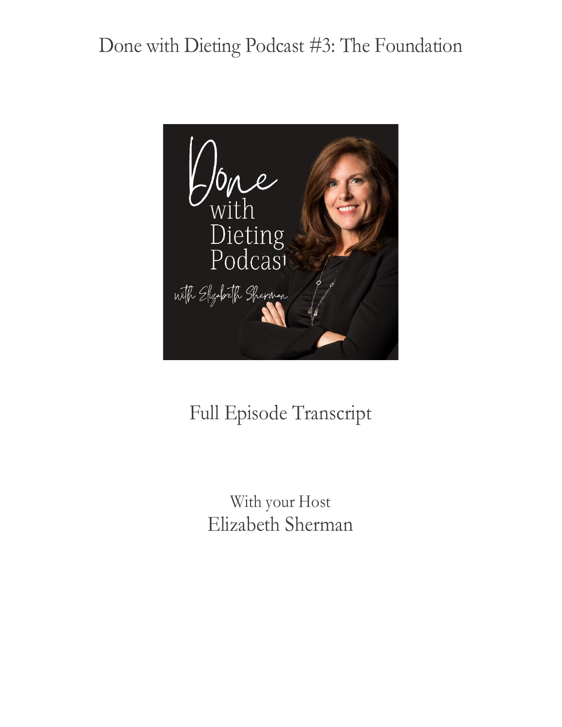# Done with Dieting Podcast #3: The Foundation

Full Episode Transcript

With your Host

Elizabeth Sherman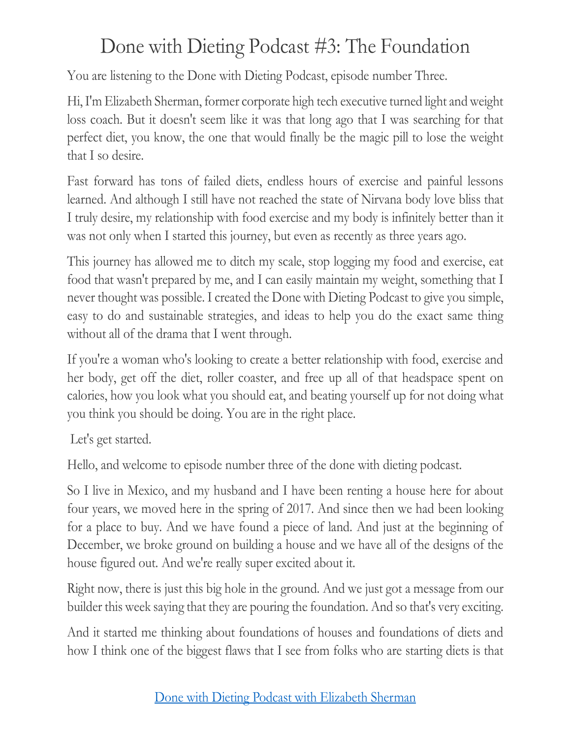# Done with Dieting Podcast #3: The Foundation

You are listening to the Done with Dieting Podcast, episode number Three.

Hi, I'm Elizabeth Sherman, former corporate high tech executive turned light and weight loss coach. But it doesn't seem like it was that long ago that I was searching for that perfect diet, you know, the one that would finally be the magic pill to lose the weight that I so desire.

Fast forward has tons of failed diets, endless hours of exercise and painful lessons learned. And although I still have not reached the state of Nirvana body love bliss that I truly desire, my relationship with food exercise and my body is infinitely better than it was not only when I started this journey, but even as recently as three years ago.

This journey has allowed me to ditch my scale, stop logging my food and exercise, eat food that wasn't prepared by me, and I can easily maintain my weight, something that I never thought was possible. I created the Done with Dieting Podcast to give you simple, easy to do and sustainable strategies, and ideas to help you do the exact same thing without all of the drama that I went through.

If you're a woman who's looking to create a better relationship with food, exercise and her body, get off the diet, roller coaster, and free up all of that headspace spent on calories, how you look what you should eat, and beating yourself up for not doing what you think you should be doing. You are in the right place.

Let's get started.

Hello, and welcome to episode number three of the done with dieting podcast.

So I live in Mexico, and my husband and I have been renting a house here for about four years, we moved here in the spring of 2017. And since then we had been looking for a place to buy. And we have found a piece of land. And just at the beginning of December, we broke ground on building a house and we have all of the designs of the house figured out. And we're really super excited about it.

Right now, there is just this big hole in the ground. And we just got a message from our builder this week saying that they are pouring the foundation. And so that's very exciting.

And it started me thinking about foundations of houses and foundations of diets and how I think one of the biggest flaws that I see from folks who are starting diets is that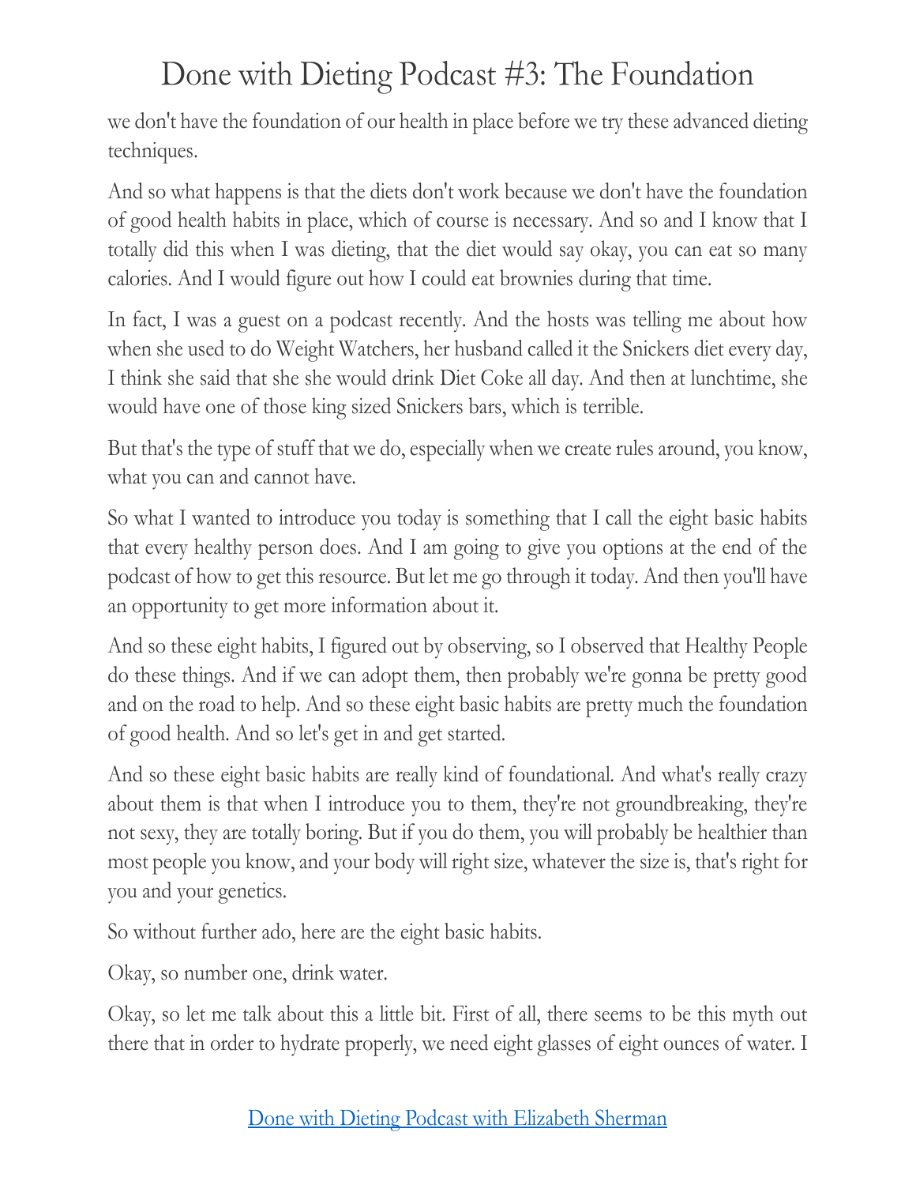we don't have the foundation of our health in place before we try these advanced dieting techniques.

And so what happens is that the diets don't work because we don't have the foundation of good health habits in place, which of course is necessary. And so and I know that I totally did this when I was dieting, that the diet would say okay, you can eat so many calories. And I would figure out how I could eat brownies during that time.

In fact, I was a guest on a podcast recently. And the hosts was telling me about how when she used to do Weight Watchers, her husband called it the Snickers diet every day, I think she said that she she would drink Diet Coke all day. And then at lunchtime, she would have one of those king sized Snickers bars, which is terrible.

But that's the type of stuff that we do, especially when we create rules around, you know, what you can and cannot have.

So what I wanted to introduce you today is something that I call the eight basic habits that every healthy person does. And I am going to give you options at the end of the podcast of how to get this resource. But let me go through it today. And then you'll have an opportunity to get more information about it.

And so these eight habits, I figured out by observing, so I observed that Healthy People do these things. And if we can adopt them, then probably we're gonna be pretty good and on the road to help. And so these eight basic habits are pretty much the foundation of good health. And so let's get in and get started.

And so these eight basic habits are really kind of foundational. And what's really crazy about them is that when I introduce you to them, they're not groundbreaking, they're not sexy, they are totally boring. But if you do them, you will probably be healthier than most people you know, and your body will right size, whatever the size is, that's right for you and your genetics.

So without further ado, here are the eight basic habits.

Okay, so number one, drink water.

Okay, so let me talk about this a little bit. First of all, there seems to be this myth out there that in order to hydrate properly, we need eight glasses of eight ounces of water. I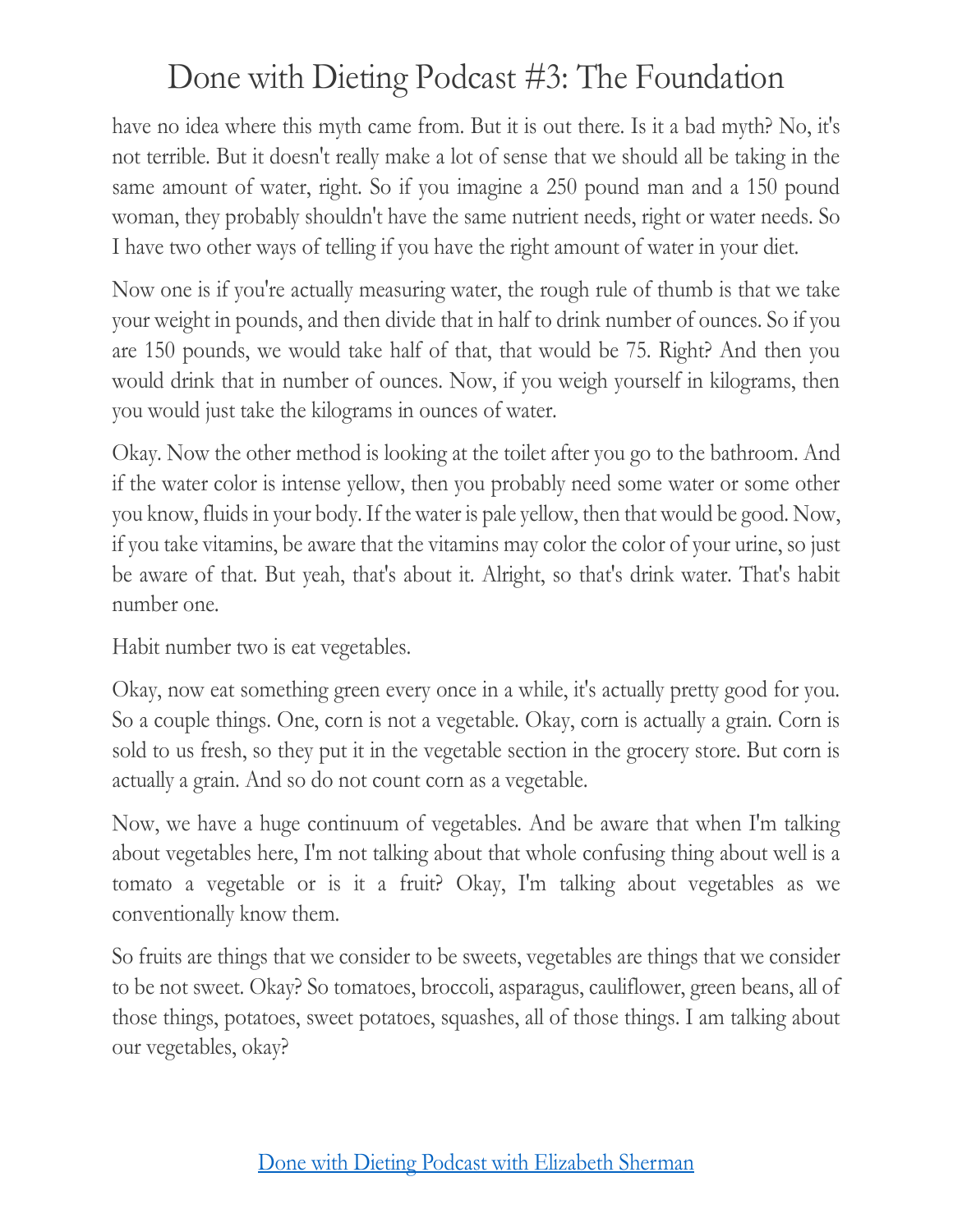have no idea where this myth came from. But it is out there. Is it a bad myth? No, it's not terrible. But it doesn't really make a lot of sense that we should all be taking in the same amount of water, right. So if you imagine a 250 pound man and a 150 pound woman, they probably shouldn't have the same nutrient needs, right or water needs. So I have two other ways of telling if you have the right amount of water in your diet.

Now one is if you're actually measuring water, the rough rule of thumb is that we take your weight in pounds, and then divide that in half to drink number of ounces. So if you are 150 pounds, we would take half of that, that would be 75. Right? And then you would drink that in number of ounces. Now, if you weigh yourself in kilograms, then you would just take the kilograms in ounces of water.

Okay. Now the other method is looking at the toilet after you go to the bathroom. And if the water color is intense yellow, then you probably need some water or some other you know, fluids in your body. If the water is pale yellow, then that would be good. Now, if you take vitamins, be aware that the vitamins may color the color of your urine, so just be aware of that. But yeah, that's about it. Alright, so that's drink water. That's habit number one.

Habit number two is eat vegetables.

Okay, now eat something green every once in a while, it's actually pretty good for you. So a couple things. One, corn is not a vegetable. Okay, corn is actually a grain. Corn is sold to us fresh, so they put it in the vegetable section in the grocery store. But corn is actually a grain. And so do not count corn as a vegetable.

Now, we have a huge continuum of vegetables. And be aware that when I'm talking about vegetables here, I'm not talking about that whole confusing thing about well is a tomato a vegetable or is it a fruit? Okay, I'm talking about vegetables as we conventionally know them.

So fruits are things that we consider to be sweets, vegetables are things that we consider to be not sweet. Okay? So tomatoes, broccoli, asparagus, cauliflower, green beans, all of those things, potatoes, sweet potatoes, squashes, all of those things. I am talking about our vegetables, okay?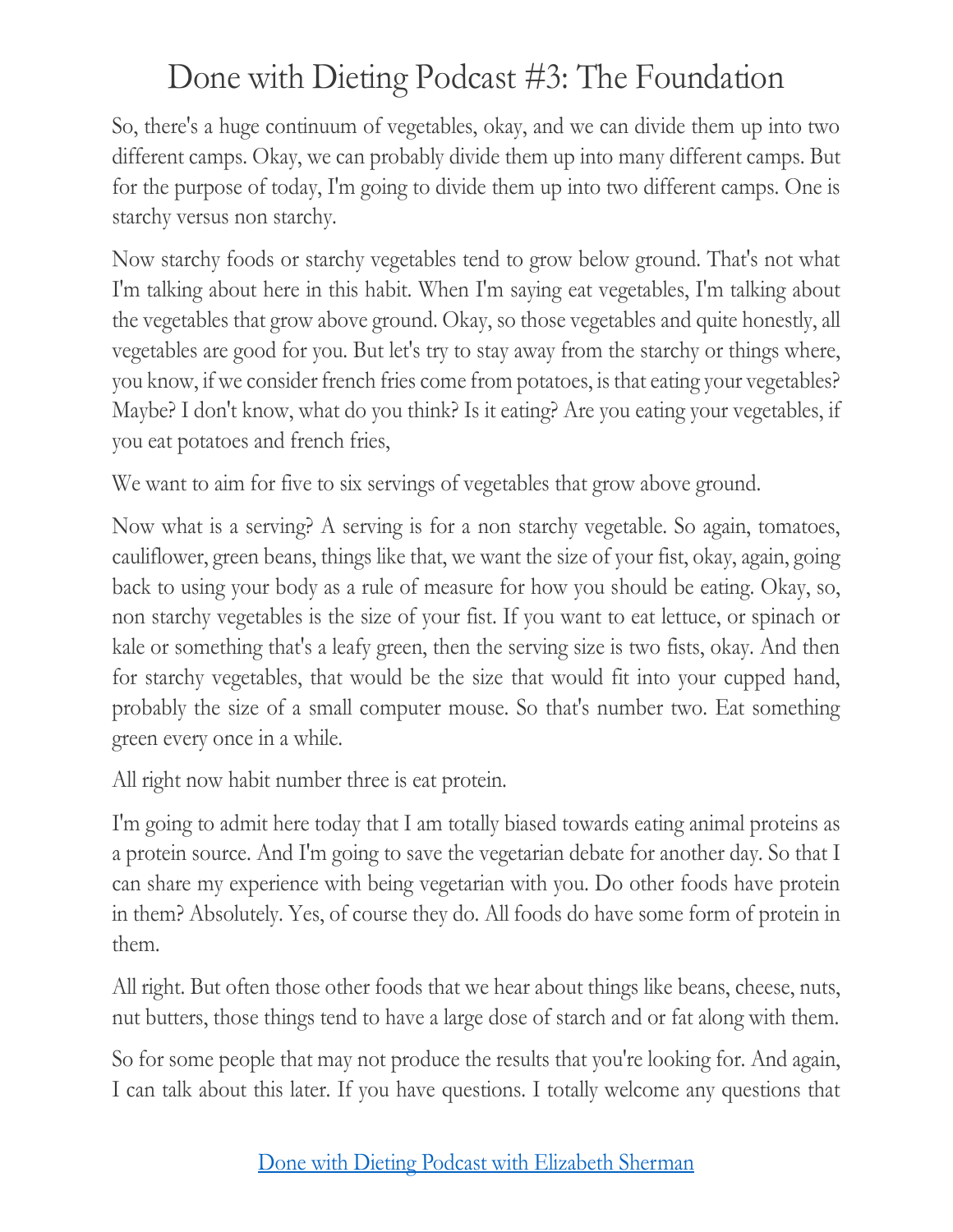So, there's a huge continuum of vegetables, okay, and we can divide them up into two different camps. Okay, we can probably divide them up into many different camps. But for the purpose of today, I'm going to divide them up into two different camps. One is starchy versus non starchy.

Now starchy foods or starchy vegetables tend to grow below ground. That's not what I'm talking about here in this habit. When I'm saying eat vegetables, I'm talking about the vegetables that grow above ground. Okay, so those vegetables and quite honestly, all vegetables are good for you. But let's try to stay away from the starchy or things where, you know, if we consider french fries come from potatoes, is that eating your vegetables? Maybe? I don't know, what do you think? Is it eating? Are you eating your vegetables, if you eat potatoes and french fries,

We want to aim for five to six servings of vegetables that grow above ground.

Now what is a serving? A serving is for a non starchy vegetable. So again, tomatoes, cauliflower, green beans, things like that, we want the size of your fist, okay, again, going back to using your body as a rule of measure for how you should be eating. Okay, so, non starchy vegetables is the size of your fist. If you want to eat lettuce, or spinach or kale or something that's a leafy green, then the serving size is two fists, okay. And then for starchy vegetables, that would be the size that would fit into your cupped hand, probably the size of a small computer mouse. So that's number two. Eat something green every once in a while.

All right now habit number three is eat protein.

I'm going to admit here today that I am totally biased towards eating animal proteins as a protein source. And I'm going to save the vegetarian debate for another day. So that I can share my experience with being vegetarian with you. Do other foods have protein in them? Absolutely. Yes, of course they do. All foods do have some form of protein in them.

All right. But often those other foods that we hear about things like beans, cheese, nuts, nut butters, those things tend to have a large dose of starch and or fat along with them.

So for some people that may not produce the results that you're looking for. And again, I can talk about this later. If you have questions. I totally welcome any questions that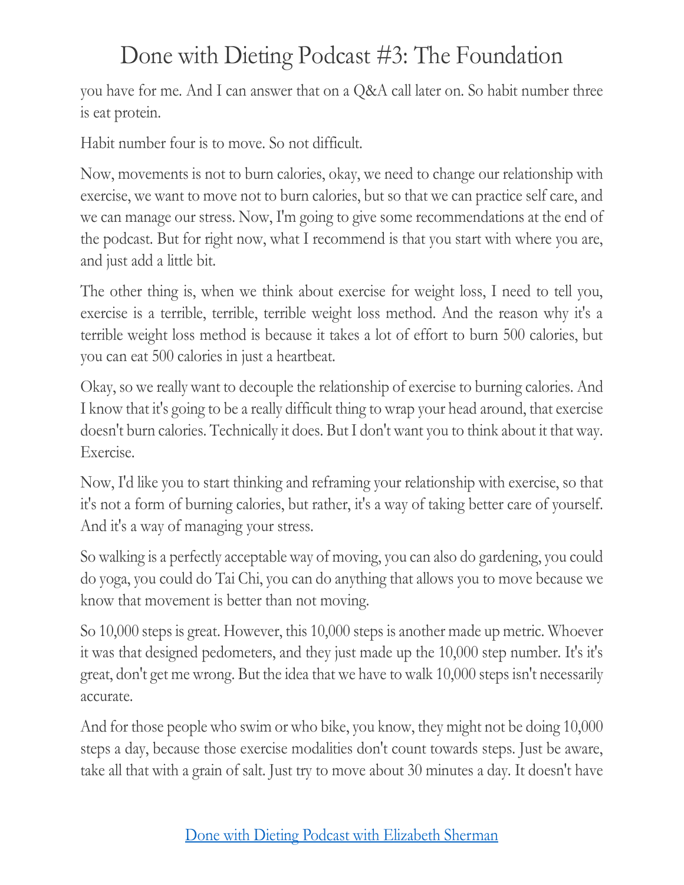you have for me. And I can answer that on a Q&A call later on. So habit number three is eat protein.

Habit number four is to move. So not difficult.

Now, movements is not to burn calories, okay, we need to change our relationship with exercise, we want to move not to burn calories, but so that we can practice self care, and we can manage our stress. Now, I'm going to give some recommendations at the end of the podcast. But for right now, what I recommend is that you start with where you are, and just add a little bit.

The other thing is, when we think about exercise for weight loss, I need to tell you, exercise is a terrible, terrible, terrible weight loss method. And the reason why it's a terrible weight loss method is because it takes a lot of effort to burn 500 calories, but you can eat 500 calories in just a heartbeat.

Okay, so we really want to decouple the relationship of exercise to burning calories. And I know that it's going to be a really difficult thing to wrap your head around, that exercise doesn't burn calories. Technically it does. But I don't want you to think about it that way. Exercise.

Now, I'd like you to start thinking and reframing your relationship with exercise, so that it's not a form of burning calories, but rather, it's a way of taking better care of yourself. And it's a way of managing your stress.

So walking is a perfectly acceptable way of moving, you can also do gardening, you could do yoga, you could do Tai Chi, you can do anything that allows you to move because we know that movement is better than not moving.

So 10,000 steps is great. However, this 10,000 steps is another made up metric. Whoever it was that designed pedometers, and they just made up the 10,000 step number. It's it's great, don't get me wrong. But the idea that we have to walk 10,000 steps isn't necessarily accurate.

And for those people who swim or who bike, you know, they might not be doing 10,000 steps a day, because those exercise modalities don't count towards steps. Just be aware, take all that with a grain of salt. Just try to move about 30 minutes a day. It doesn't have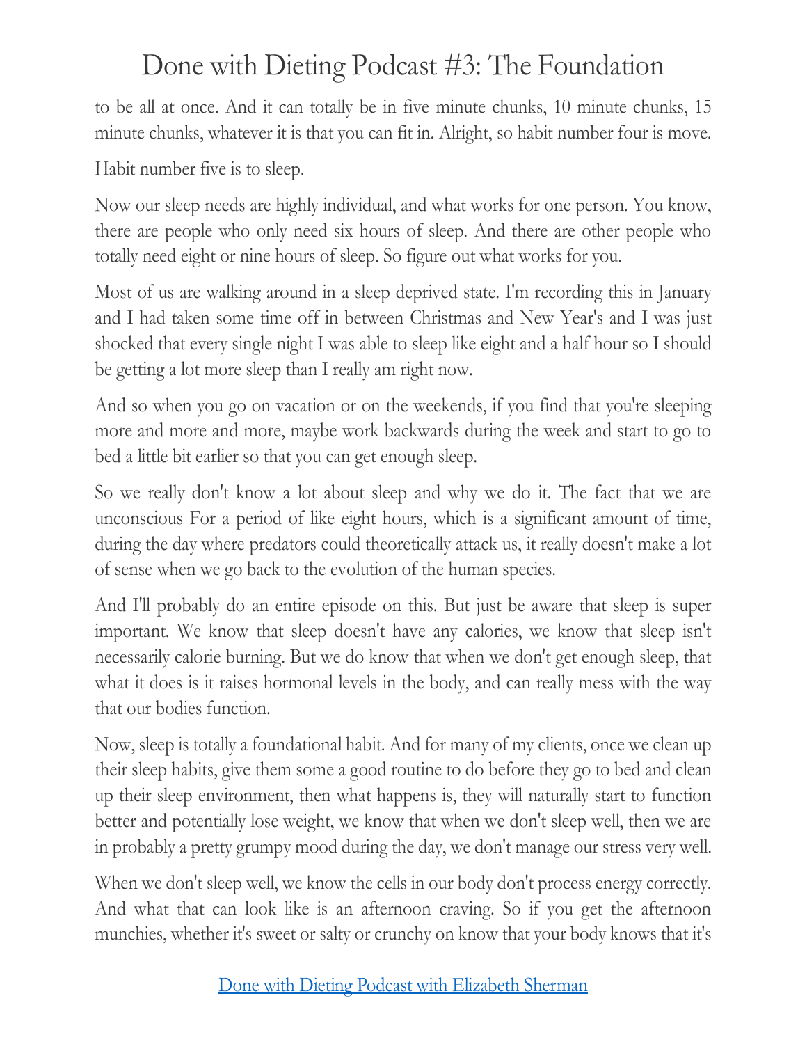to be all at once. And it can totally be in five minute chunks, 10 minute chunks, 15 minute chunks, whatever it is that you can fit in. Alright, so habit number four is move.

Habit number five is to sleep.

Now our sleep needs are highly individual, and what works for one person. You know, there are people who only need six hours of sleep. And there are other people who totally need eight or nine hours of sleep. So figure out what works for you.

Most of us are walking around in a sleep deprived state. I'm recording this in January and I had taken some time off in between Christmas and New Year's and I was just shocked that every single night I was able to sleep like eight and a half hour so I should be getting a lot more sleep than I really am right now.

And so when you go on vacation or on the weekends, if you find that you're sleeping more and more and more, maybe work backwards during the week and start to go to bed a little bit earlier so that you can get enough sleep.

So we really don't know a lot about sleep and why we do it. The fact that we are unconscious For a period of like eight hours, which is a significant amount of time, during the day where predators could theoretically attack us, it really doesn't make a lot of sense when we go back to the evolution of the human species.

And I'll probably do an entire episode on this. But just be aware that sleep is super important. We know that sleep doesn't have any calories, we know that sleep isn't necessarily calorie burning. But we do know that when we don't get enough sleep, that what it does is it raises hormonal levels in the body, and can really mess with the way that our bodies function.

Now, sleep is totally a foundational habit. And for many of my clients, once we clean up their sleep habits, give them some a good routine to do before they go to bed and clean up their sleep environment, then what happens is, they will naturally start to function better and potentially lose weight, we know that when we don't sleep well, then we are in probably a pretty grumpy mood during the day, we don't manage our stress very well.

When we don't sleep well, we know the cells in our body don't process energy correctly. And what that can look like is an afternoon craving. So if you get the afternoon munchies, whether it's sweet or salty or crunchy on know that your body knows that it's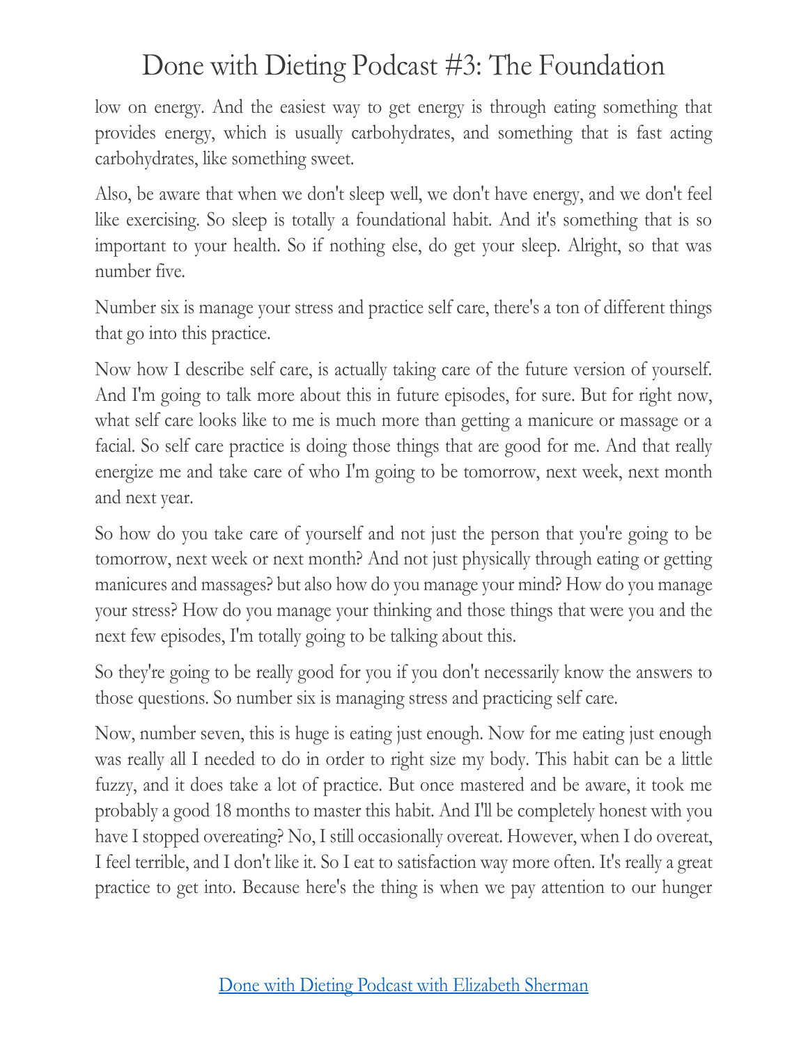low on energy. And the easiest way to get energy is through eating something that provides energy, which is usually carbohydrates, and something that is fast acting carbohydrates, like something sweet.

Also, be aware that when we don't sleep well, we don't have energy, and we don't feel like exercising. So sleep is totally a foundational habit. And it's something that is so important to your health. So if nothing else, do get your sleep. Alright, so that was number five.

Number six is manage your stress and practice self care, there's a ton of different things that go into this practice.

Now how I describe self care, is actually taking care of the future version of yourself. And I'm going to talk more about this in future episodes, for sure. But for right now, what self care looks like to me is much more than getting a manicure or massage or a facial. So self care practice is doing those things that are good for me. And that really energize me and take care of who I'm going to be tomorrow, next week, next month and next year.

So how do you take care of yourself and not just the person that you're going to be tomorrow, next week or next month? And not just physically through eating or getting manicures and massages? but also how do you manage your mind? How do you manage your stress? How do you manage your thinking and those things that were you and the next few episodes, I'm totally going to be talking about this.

So they're going to be really good for you if you don't necessarily know the answers to those questions. So number six is managing stress and practicing self care.

Now, number seven, this is huge is eating just enough. Now for me eating just enough was really all I needed to do in order to right size my body. This habit can be a little fuzzy, and it does take a lot of practice. But once mastered and be aware, it took me probably a good 18 months to master this habit. And I'll be completely honest with you have I stopped overeating? No, I still occasionally overeat. However, when I do overeat, I feel terrible, and I don't like it. So I eat to satisfaction way more often. It's really a great practice to get into. Because here's the thing is when we pay attention to our hunger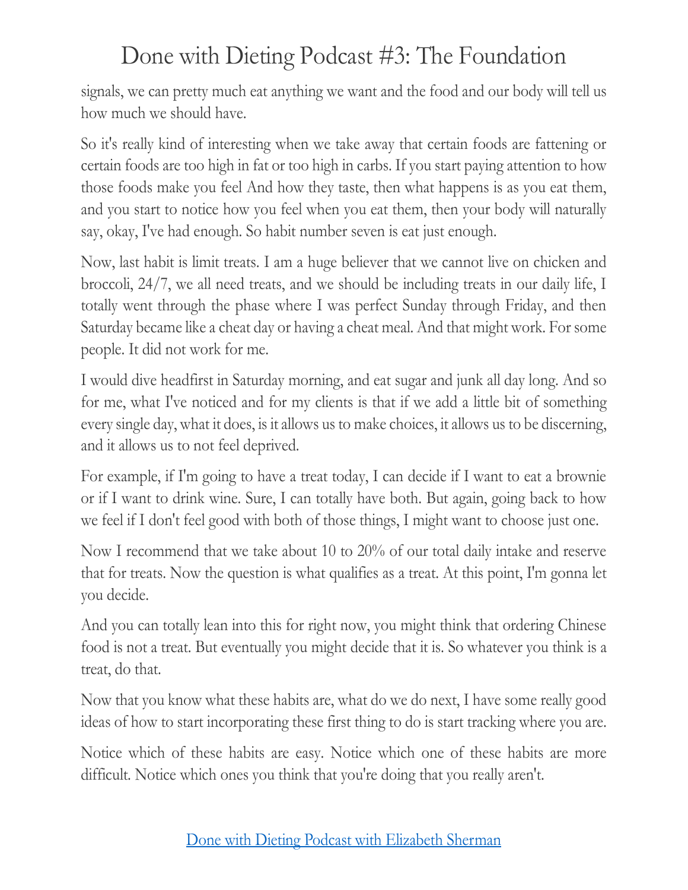signals, we can pretty much eat anything we want and the food and our body will tell us how much we should have.

So it's really kind of interesting when we take away that certain foods are fattening or certain foods are too high in fat or too high in carbs. If you start paying attention to how those foods make you feel And how they taste, then what happens is as you eat them, and you start to notice how you feel when you eat them, then your body will naturally say, okay, I've had enough. So habit number seven is eat just enough.

Now, last habit is limit treats. I am a huge believer that we cannot live on chicken and broccoli, 24/7, we all need treats, and we should be including treats in our daily life, I totally went through the phase where I was perfect Sunday through Friday, and then Saturday became like a cheat day or having a cheat meal. And that might work. For some people. It did not work for me.

I would dive headfirst in Saturday morning, and eat sugar and junk all day long. And so for me, what I've noticed and for my clients is that if we add a little bit of something every single day, what it does, is it allows us to make choices, it allows us to be discerning, and it allows us to not feel deprived.

For example, if I'm going to have a treat today, I can decide if I want to eat a brownie or if I want to drink wine. Sure, I can totally have both. But again, going back to how we feel if I don't feel good with both of those things, I might want to choose just one.

Now I recommend that we take about 10 to 20% of our total daily intake and reserve that for treats. Now the question is what qualifies as a treat. At this point, I'm gonna let you decide.

And you can totally lean into this for right now, you might think that ordering Chinese food is not a treat. But eventually you might decide that it is. So whatever you think is a treat, do that.

Now that you know what these habits are, what do we do next, I have some really good ideas of how to start incorporating these first thing to do is start tracking where you are.

Notice which of these habits are easy. Notice which one of these habits are more difficult. Notice which ones you think that you're doing that you really aren't.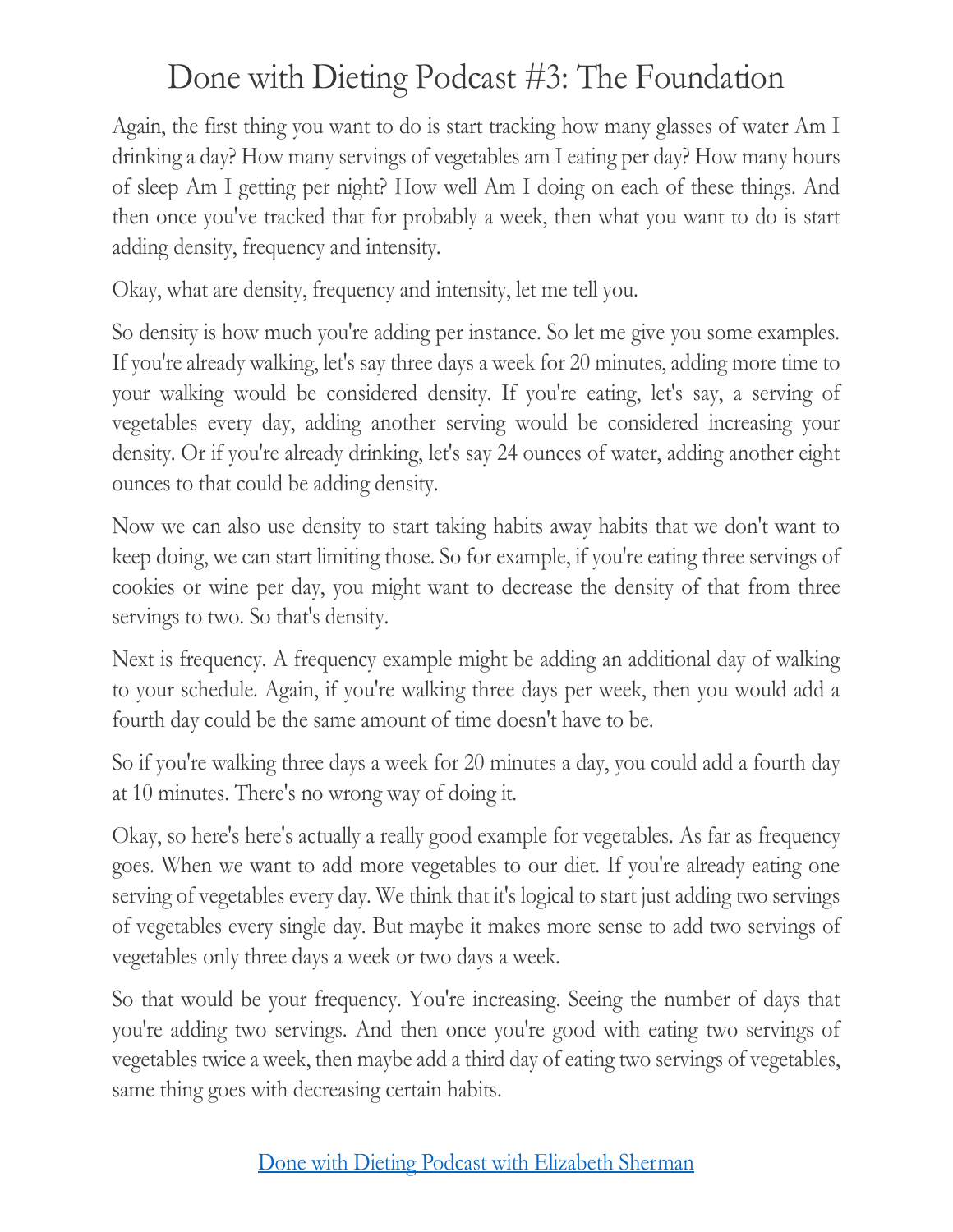# Done with Dieting Podcast #3: The Foundation

Again, the first thing you want to do is start tracking how many glasses of water Am I drinking a day? How many servings of vegetables am I eating per day? How many hours of sleep Am I getting per night? How well Am I doing on each of these things. And then once you've tracked that for probably a week, then what you want to do is start adding density, frequency and intensity.

Okay, what are density, frequency and intensity, let me tell you.

So density is how much you're adding per instance. So let me give you some examples. If you're already walking, let's say three days a week for 20 minutes, adding more time to your walking would be considered density. If you're eating, let's say, a serving of vegetables every day, adding another serving would be considered increasing your density. Or if you're already drinking, let's say 24 ounces of water, adding another eight ounces to that could be adding density.

Now we can also use density to start taking habits away habits that we don't want to keep doing, we can start limiting those. So for example, if you're eating three servings of cookies or wine per day, you might want to decrease the density of that from three servings to two. So that's density.

Next is frequency. A frequency example might be adding an additional day of walking to your schedule. Again, if you're walking three days per week, then you would add a fourth day could be the same amount of time doesn't have to be.

So if you're walking three days a week for 20 minutes a day, you could add a fourth day at 10 minutes. There's no wrong way of doing it.

Okay, so here's here's actually a really good example for vegetables. As far as frequency goes. When we want to add more vegetables to our diet. If you're already eating one serving of vegetables every day. We think that it's logical to start just adding two servings of vegetables every single day. But maybe it makes more sense to add two servings of vegetables only three days a week or two days a week.

So that would be your frequency. You're increasing. Seeing the number of days that you're adding two servings. And then once you're good with eating two servings of vegetables twice a week, then maybe add a third day of eating two servings of vegetables, same thing goes with decreasing certain habits.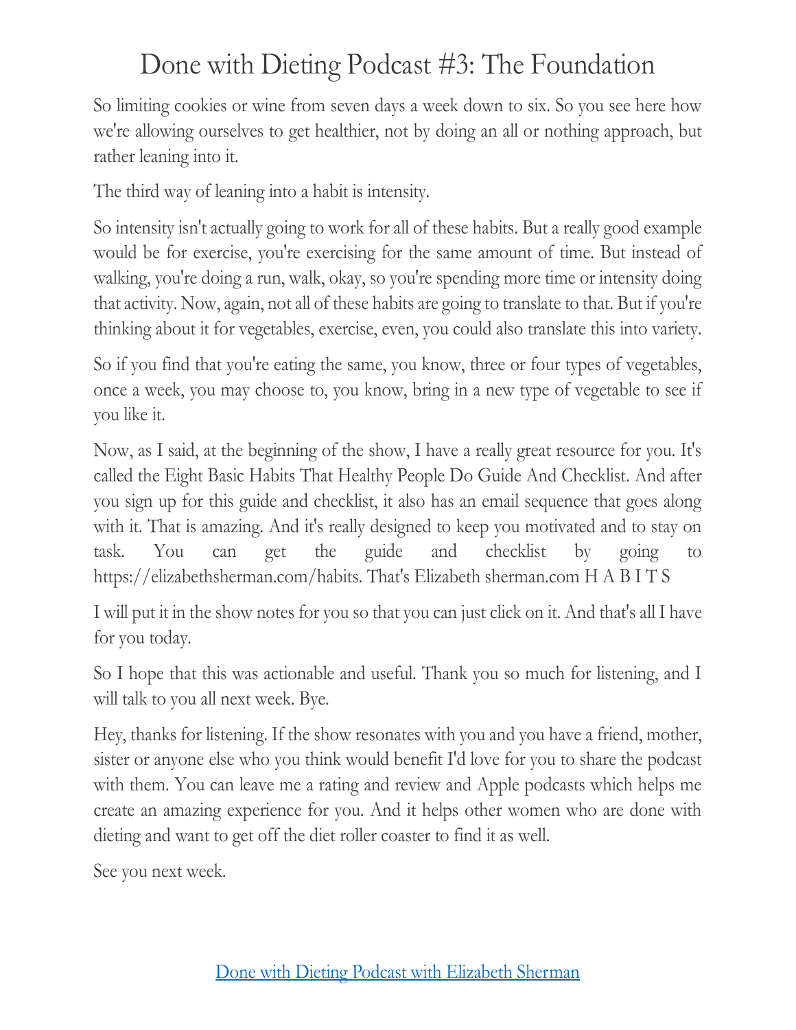So limiting cookies or wine from seven days a week down to six. So you see here how we're allowing ourselves to get healthier, not by doing an all or nothing approach, but rather leaning into it.

The third way of leaning into a habit is intensity.

So intensity isn't actually going to work for all of these habits. But a really good example would be for exercise, you're exercising for the same amount of time. But instead of walking, you're doing a run, walk, okay, so you're spending more time or intensity doing that activity. Now, again, not all of these habits are going to translate to that. But if you're thinking about it for vegetables, exercise, even, you could also translate this into variety.

So if you find that you're eating the same, you know, three or four types of vegetables, once a week, you may choose to, you know, bring in a new type of vegetable to see if you like it.

Now, as I said, at the beginning of the show, I have a really great resource for you. It's called the Eight Basic Habits That Healthy People Do Guide And Checklist. And after you sign up for this guide and checklist, it also has an email sequence that goes along with it. That is amazing. And it's really designed to keep you motivated and to stay on task. You can get the guide and checklist by going to https://elizabethsherman.com/habits. That's Elizabeth sherman.com H A B I T S

I will put it in the show notes for you so that you can just click on it. And that's all I have for you today.

So I hope that this was actionable and useful. Thank you so much for listening, and I will talk to you all next week. Bye.

Hey, thanks for listening. If the show resonates with you and you have a friend, mother, sister or anyone else who you think would benefit I'd love for you to share the podcast with them. You can leave me a rating and review and Apple podcasts which helps me create an amazing experience for you. And it helps other women who are done with dieting and want to get off the diet roller coaster to find it as well.

See you next week.